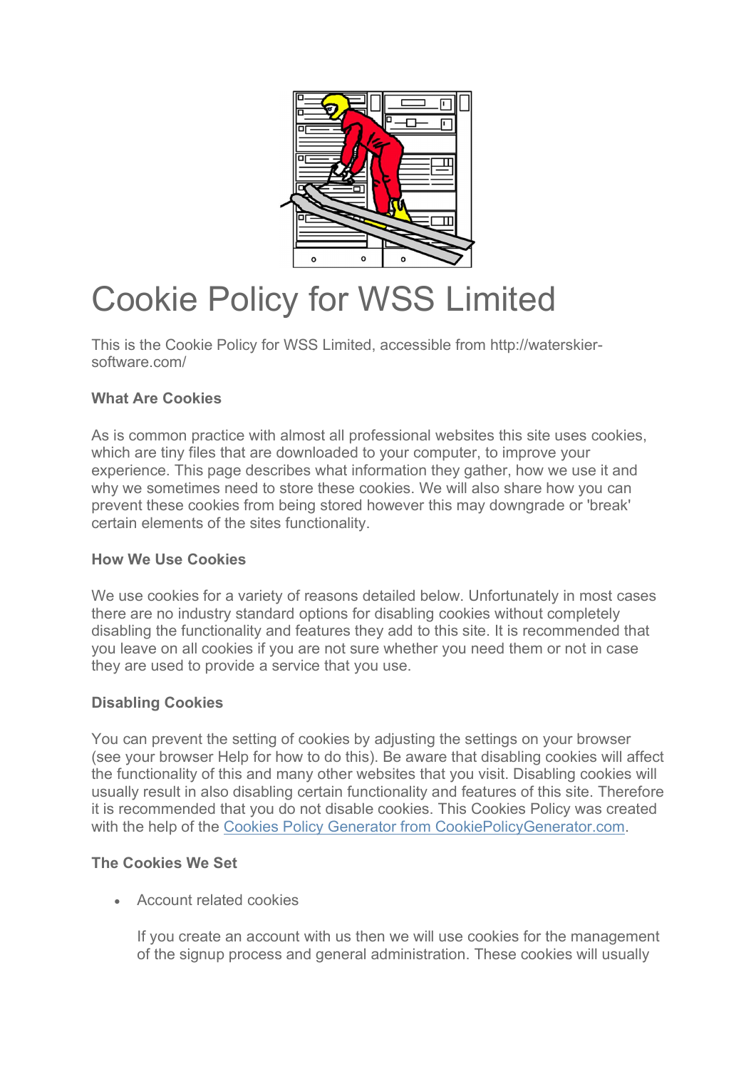# Cookie Policy for WSS Limited

This is the Cookie Policy for WSS Limited, accessible from http://waterskier-software.com/

**What Are Cookies**

As is common practice with almost all professional websites this site uses cookies, which are tiny files that are downloaded to your computer, to improve your experience. This page describes what information they gather, how we use it and why we sometimes need to store these cookies. We will also share how you can prevent these cookies from being stored however this may downgrade or 'break' certain elements of the sites functionality.

**How We Use Cookies**

We use cookies for a variety of reasons detailed below. Unfortunately in most cases there are no industry standard options for disabling cookies without completely disabling the functionality and features they add to this site. It is recommended that you leave on all cookies if you are not sure whether you need them or not in case they are used to provide a service that you use.

**Disabling Cookies**

You can prevent the setting of cookies by adjusting the settings on your browser (see your browser Help for how to do this). Be aware that disabling cookies will affect the functionality of this and many other websites that you visit. Disabling cookies will usually result in also disabling certain functionality and features of this site. Therefore it is recommended that you do not disable cookies. This Cookies Policy was created with the help of the Cookies Policy Generator from CookiePolicyGenerator.com.

**The Cookies We Set**

- Account related cookies

  If you create an account with us then we will use cookies for the management of the signup process and general administration. These cookies will usually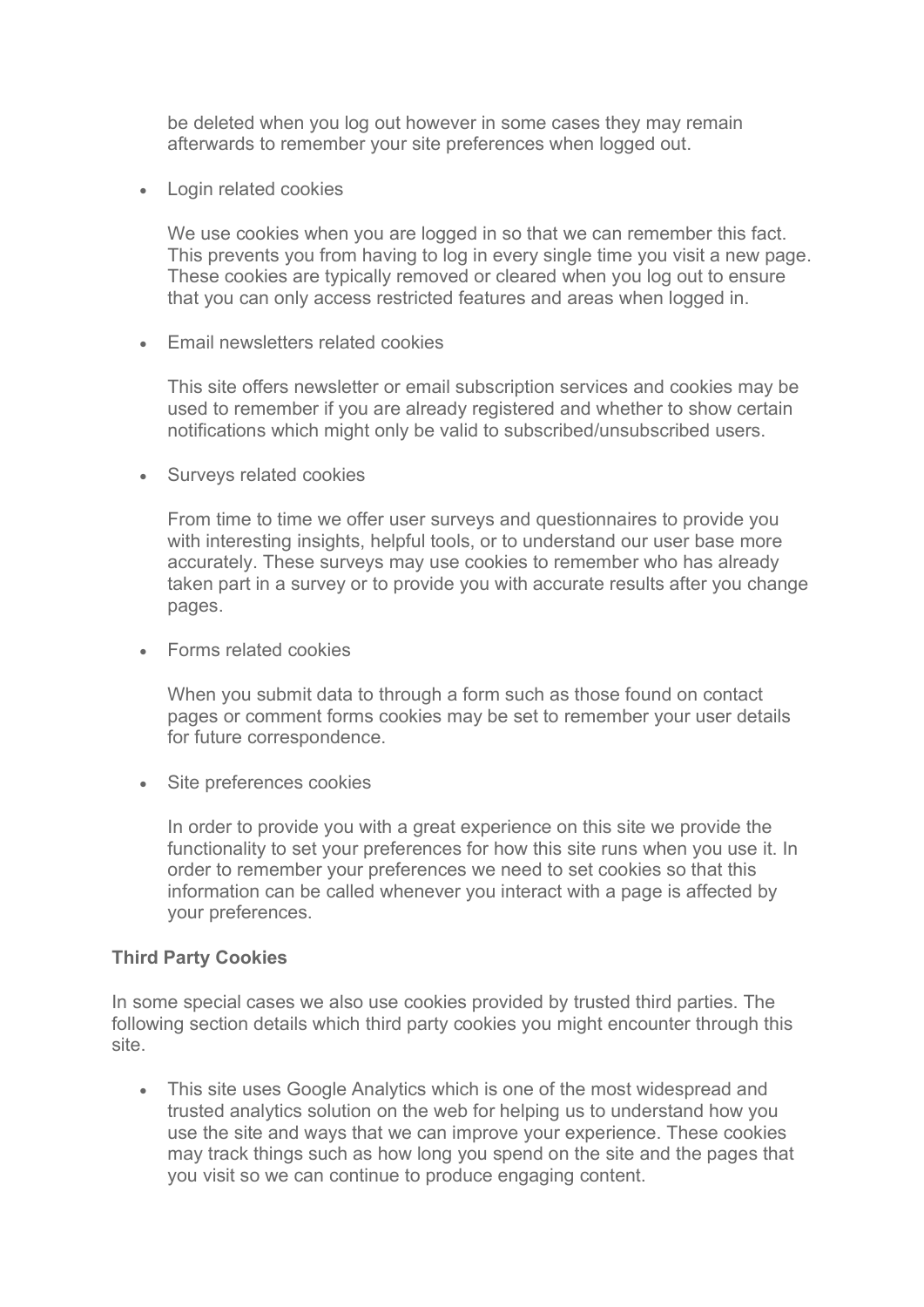be deleted when you log out however in some cases they may remain afterwards to remember your site preferences when logged out.

- Login related cookies

  We use cookies when you are logged in so that we can remember this fact. This prevents you from having to log in every single time you visit a new page. These cookies are typically removed or cleared when you log out to ensure that you can only access restricted features and areas when logged in.

- Email newsletters related cookies

  This site offers newsletter or email subscription services and cookies may be used to remember if you are already registered and whether to show certain notifications which might only be valid to subscribed/unsubscribed users.

- Surveys related cookies

  From time to time we offer user surveys and questionnaires to provide you with interesting insights, helpful tools, or to understand our user base more accurately. These surveys may use cookies to remember who has already taken part in a survey or to provide you with accurate results after you change pages.

- Forms related cookies

  When you submit data to through a form such as those found on contact pages or comment forms cookies may be set to remember your user details for future correspondence.

- Site preferences cookies

  In order to provide you with a great experience on this site we provide the functionality to set your preferences for how this site runs when you use it. In order to remember your preferences we need to set cookies so that this information can be called whenever you interact with a page is affected by your preferences.

**Third Party Cookies**

In some special cases we also use cookies provided by trusted third parties. The following section details which third party cookies you might encounter through this site.

- This site uses Google Analytics which is one of the most widespread and trusted analytics solution on the web for helping us to understand how you use the site and ways that we can improve your experience. These cookies may track things such as how long you spend on the site and the pages that you visit so we can continue to produce engaging content.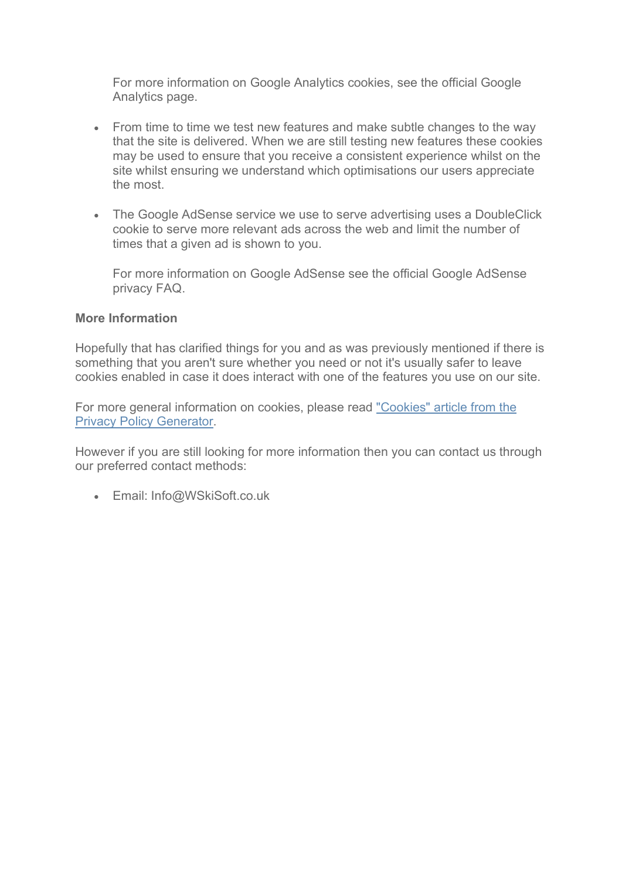For more information on Google Analytics cookies, see the official Google Analytics page.

- From time to time we test new features and make subtle changes to the way that the site is delivered. When we are still testing new features these cookies may be used to ensure that you receive a consistent experience whilst on the site whilst ensuring we understand which optimisations our users appreciate the most.

- The Google AdSense service we use to serve advertising uses a DoubleClick cookie to serve more relevant ads across the web and limit the number of times that a given ad is shown to you.

  For more information on Google AdSense see the official Google AdSense privacy FAQ.

**More Information**

Hopefully that has clarified things for you and as was previously mentioned if there is something that you aren't sure whether you need or not it's usually safer to leave cookies enabled in case it does interact with one of the features you use on our site.

For more general information on cookies, please read "Cookies" article from the Privacy Policy Generator.

However if you are still looking for more information then you can contact us through our preferred contact methods:

- Email: Info@WSkiSoft.co.uk